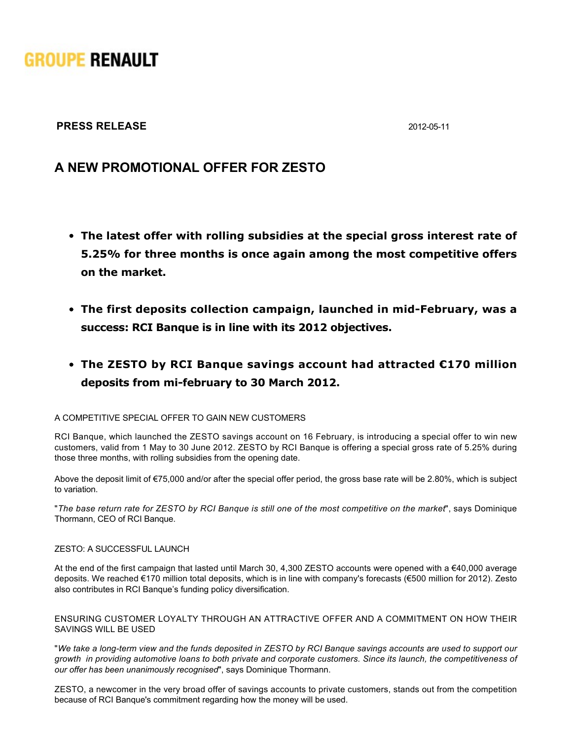GROUPE RENAULT

**PRESS RELEASE** 2012-05-11

# A NEW PROMOTIONAL OFFER FOR ZESTO

- **The latest offer with rolling subsidies at the special gross interest rate of 5.25% for three months is once again among the most competitive offers on the market.**
- **The first deposits collection campaign, launched in mid-February, was a success: RCI Banque is in line with its 2012 objectives.**
- **The ZESTO by RCI Banque savings account had attracted €170 million deposits from mi-february to 30 March 2012.**

## A COMPETITIVE SPECIAL OFFER TO GAIN NEW CUSTOMERS

RCI Banque, which launched the ZESTO savings account on 16 February, is introducing a special offer to win new customers, valid from 1 May to 30 June 2012. ZESTO by RCI Banque is offering a special gross rate of 5.25% during those three months, with rolling subsidies from the opening date.

Above the deposit limit of €75,000 and/or after the special offer period, the gross base rate will be 2.80%, which is subject to variation.

"*The base return rate for ZESTO by RCI Banque is still one of the most competitive on the market*", says Dominique Thormann, CEO of RCI Banque.

## ZESTO: A SUCCESSFUL LAUNCH

At the end of the first campaign that lasted until March 30, 4,300 ZESTO accounts were opened with a €40,000 average deposits. We reached €170 million total deposits, which is in line with company's forecasts (€500 million for 2012). Zesto also contributes in RCI Banque's funding policy diversification.

## ENSURING CUSTOMER LOYALTY THROUGH AN ATTRACTIVE OFFER AND A COMMITMENT ON HOW THEIR SAVINGS WILL BE USED

"*We take a long-term view and the funds deposited in ZESTO by RCI Banque savings accounts are used to support our growth in providing automotive loans to both private and corporate customers. Since its launch, the competitiveness of our offer has been unanimously recognised*", says Dominique Thormann.

ZESTO, a newcomer in the very broad offer of savings accounts to private customers, stands out from the competition because of RCI Banque's commitment regarding how the money will be used.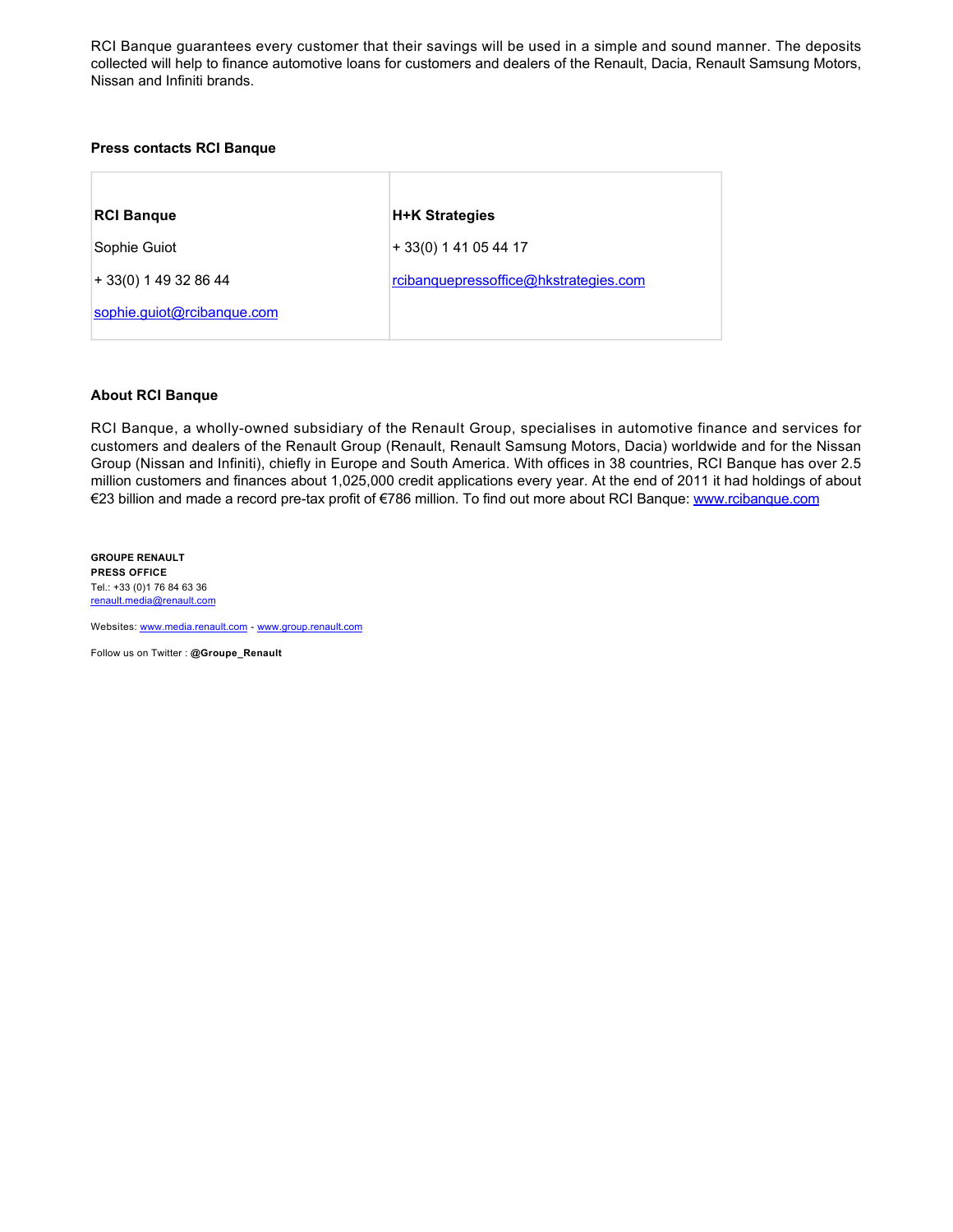RCI Banque guarantees every customer that their savings will be used in a simple and sound manner. The deposits collected will help to finance automotive loans for customers and dealers of the Renault, Dacia, Renault Samsung Motors, Nissan and Infiniti brands.

**Press contacts RCI Banque**

| | |
|---|---|
| **RCI Banque** | **H+K Strategies** |
| Sophie Guiot | + 33(0) 1 41 05 44 17 |
| + 33(0) 1 49 32 86 44 | rcibanquepressoffice@hkstrategies.com |
| sophie.guiot@rcibanque.com | |

**About RCI Banque**

RCI Banque, a wholly-owned subsidiary of the Renault Group, specialises in automotive finance and services for customers and dealers of the Renault Group (Renault, Renault Samsung Motors, Dacia) worldwide and for the Nissan Group (Nissan and Infiniti), chiefly in Europe and South America. With offices in 38 countries, RCI Banque has over 2.5 million customers and finances about 1,025,000 credit applications every year. At the end of 2011 it had holdings of about €23 billion and made a record pre-tax profit of €786 million. To find out more about RCI Banque: www.rcibanque.com

**GROUPE RENAULT**
**PRESS OFFICE**
Tel.: +33 (0)1 76 84 63 36
renault.media@renault.com

Websites: www.media.renault.com - www.group.renault.com

Follow us on Twitter : **@Groupe_Renault**